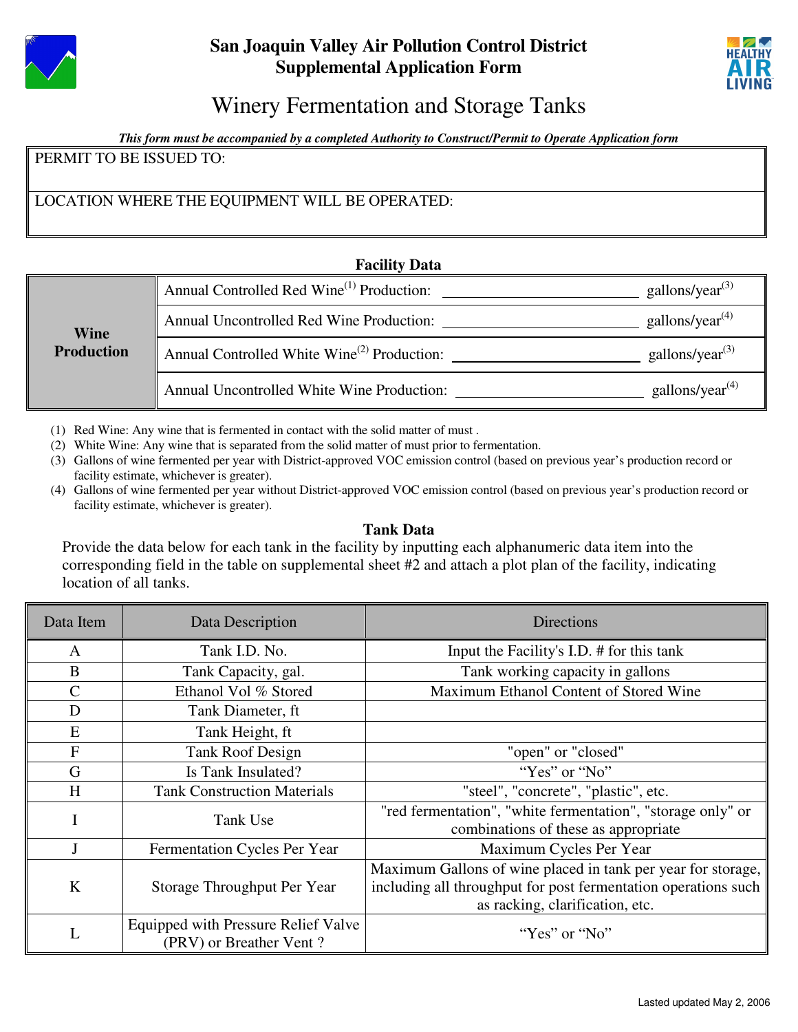# San Joaquin Valley Air Pollution Control District
# Supplemental Application Form

## Winery Fermentation and Storage Tanks

***This form must be accompanied by a completed Authority to Construct/Permit to Operate Application form***

| PERMIT TO BE ISSUED TO: |
|---|
| LOCATION WHERE THE EQUIPMENT WILL BE OPERATED: |

### Facility Data

| | | | |
|---|---|---|---|
| **Wine Production** | Annual Controlled Red Wine[1] Production: | ______________________ | gallons/year[3] |
| | Annual Uncontrolled Red Wine Production: | ______________________ | gallons/year[4] |
| | Annual Controlled White Wine[2] Production: | ______________________ | gallons/year[3] |
| | Annual Uncontrolled White Wine Production: | ______________________ | gallons/year[4] |

(1) Red Wine: Any wine that is fermented in contact with the solid matter of must .
(2) White Wine: Any wine that is separated from the solid matter of must prior to fermentation.
(3) Gallons of wine fermented per year with District-approved VOC emission control (based on previous year's production record or facility estimate, whichever is greater).
(4) Gallons of wine fermented per year without District-approved VOC emission control (based on previous year's production record or facility estimate, whichever is greater).

### Tank Data

Provide the data below for each tank in the facility by inputting each alphanumeric data item into the corresponding field in the table on supplemental sheet #2 and attach a plot plan of the facility, indicating location of all tanks.

| Data Item | Data Description | Directions |
|---|---|---|
| A | Tank I.D. No. | Input the Facility's I.D. # for this tank |
| B | Tank Capacity, gal. | Tank working capacity in gallons |
| C | Ethanol Vol % Stored | Maximum Ethanol Content of Stored Wine |
| D | Tank Diameter, ft | |
| E | Tank Height, ft | |
| F | Tank Roof Design | "open" or "closed" |
| G | Is Tank Insulated? | "Yes" or "No" |
| H | Tank Construction Materials | "steel", "concrete", "plastic", etc. |
| I | Tank Use | "red fermentation", "white fermentation", "storage only" or combinations of these as appropriate |
| J | Fermentation Cycles Per Year | Maximum Cycles Per Year |
| K | Storage Throughput Per Year | Maximum Gallons of wine placed in tank per year for storage, including all throughput for post fermentation operations such as racking, clarification, etc. |
| L | Equipped with Pressure Relief Valve (PRV) or Breather Vent ? | "Yes" or "No" |

Lasted updated May 2, 2006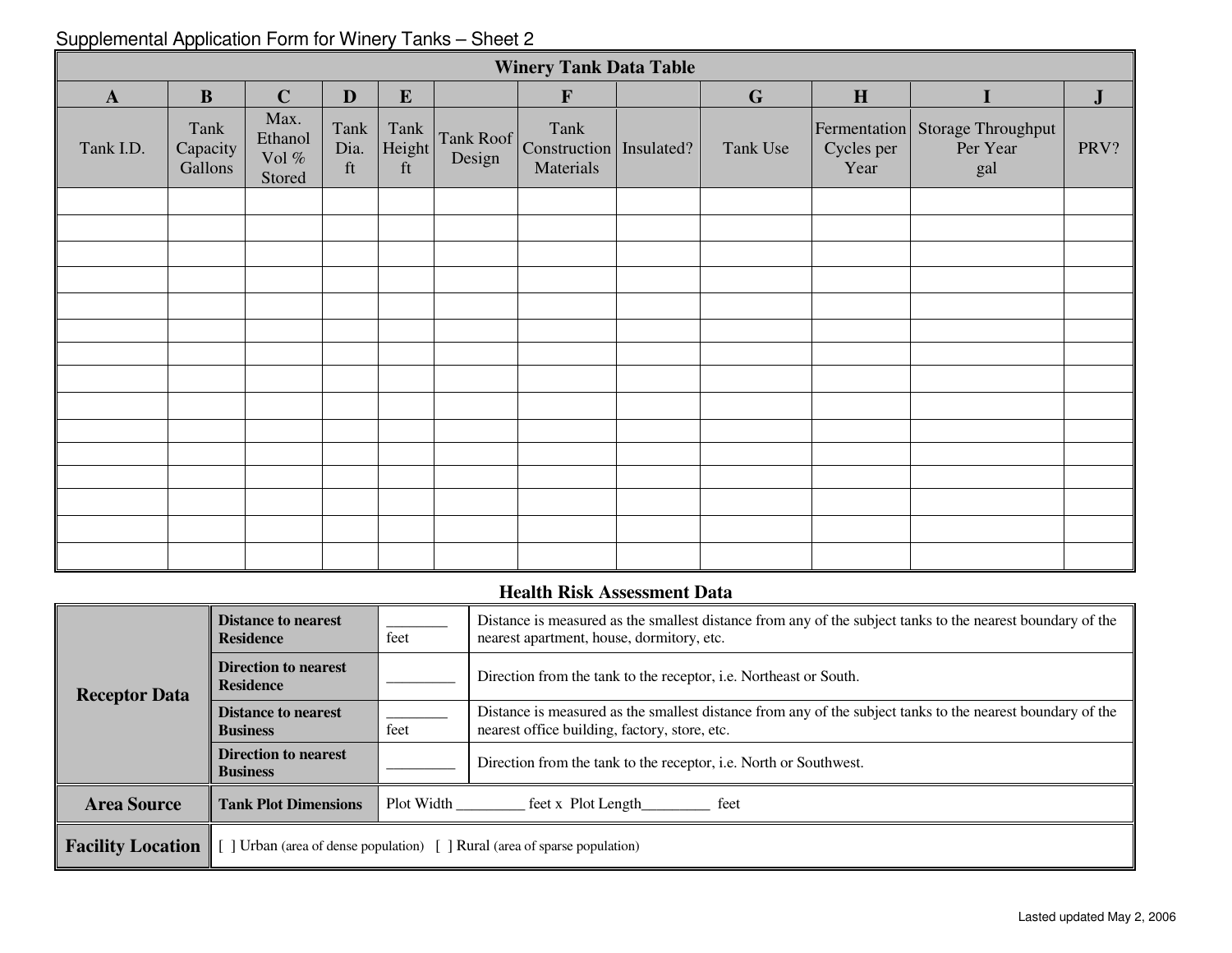Supplemental Application Form for Winery Tanks – Sheet 2

## Winery Tank Data Table

| A | B | C | D | E | | F | | G | H | I | J |
|---|---|---|---|---|---|---|---|---|---|---|---|
| Tank I.D. | Tank Capacity Gallons | Max. Ethanol Vol % Stored | Tank Dia. ft | Tank Height ft | Tank Roof Design | Tank Construction Materials | Insulated? | Tank Use | Fermentation Cycles per Year | Storage Throughput Per Year gal | PRV? |
| | | | | | | | | | | | |
| | | | | | | | | | | | |
| | | | | | | | | | | | |
| | | | | | | | | | | | |
| | | | | | | | | | | | |
| | | | | | | | | | | | |
| | | | | | | | | | | | |
| | | | | | | | | | | | |
| | | | | | | | | | | | |
| | | | | | | | | | | | |
| | | | | | | | | | | | |
| | | | | | | | | | | | |
| | | | | | | | | | | | |
| | | | | | | | | | | | |
| | | | | | | | | | | | |

## Health Risk Assessment Data

| | | | |
|---|---|---|---|
| **Receptor Data** | **Distance to nearest Residence** | ________ feet | Distance is measured as the smallest distance from any of the subject tanks to the nearest boundary of the nearest apartment, house, dormitory, etc. |
| | **Direction to nearest Residence** | _________ | Direction from the tank to the receptor, i.e. Northeast or South. |
| | **Distance to nearest Business** | ________ feet | Distance is measured as the smallest distance from any of the subject tanks to the nearest boundary of the nearest office building, factory, store, etc. |
| | **Direction to nearest Business** | _________ | Direction from the tank to the receptor, i.e. North or Southwest. |
| **Area Source** | **Tank Plot Dimensions** | Plot Width _________ feet x Plot Length_________ feet | |
| **Facility Location** | [ ] Urban (area of dense population) [ ] Rural (area of sparse population) | | |

Lasted updated May 2, 2006